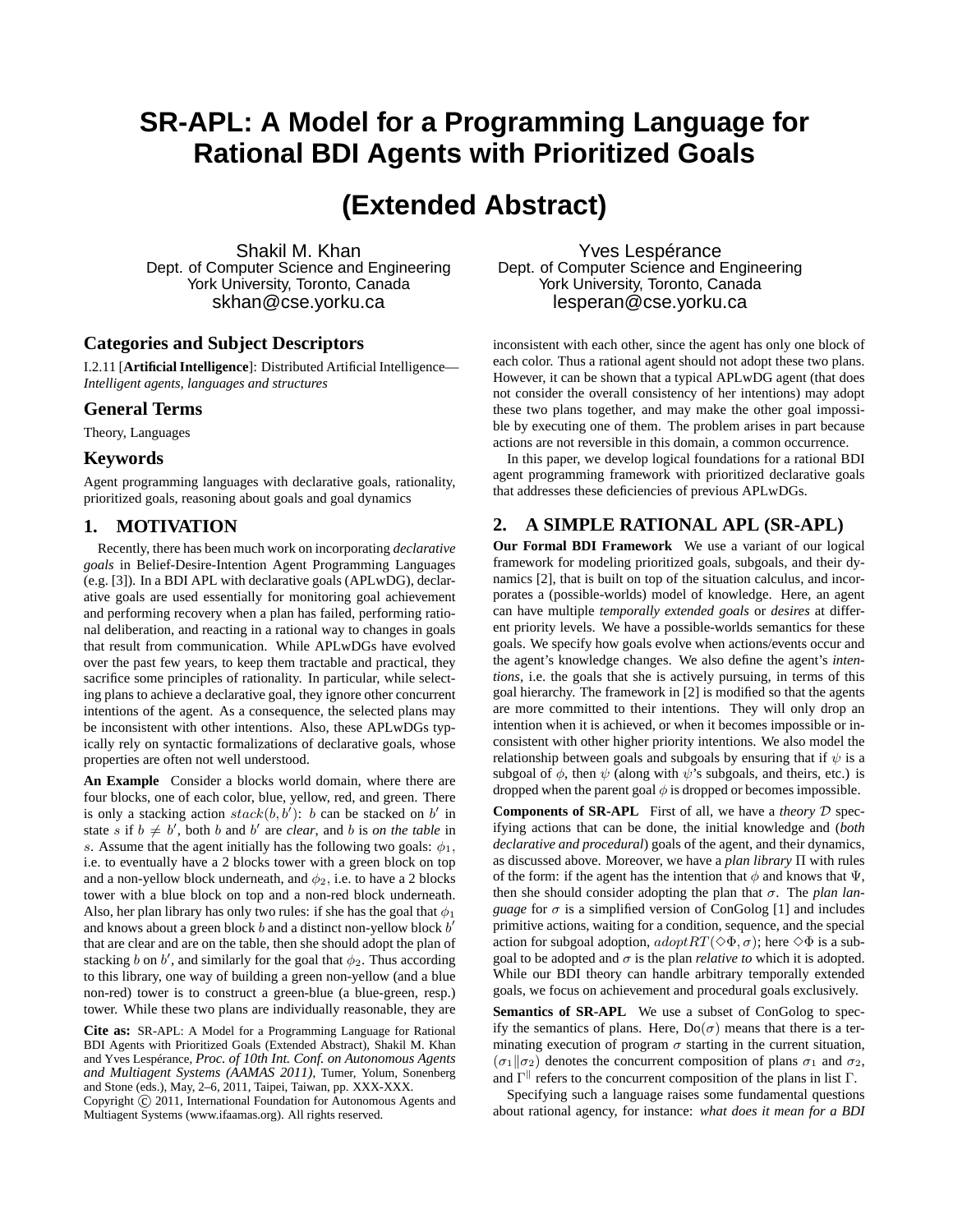# SR-APL: A Model for a Programming Language for Rational BDI Agents with Prioritized Goals

## (Extended Abstract)

Shakil M. Khan
Dept. of Computer Science and Engineering
York University, Toronto, Canada
skhan@cse.yorku.ca

Yves Lespérance
Dept. of Computer Science and Engineering
York University, Toronto, Canada
lesperan@cse.yorku.ca

### Categories and Subject Descriptors

I.2.11 [**Artificial Intelligence**]: Distributed Artificial Intelligence—*Intelligent agents, languages and structures*

### General Terms

Theory, Languages

### Keywords

Agent programming languages with declarative goals, rationality, prioritized goals, reasoning about goals and goal dynamics

## 1. MOTIVATION

Recently, there has been much work on incorporating *declarative goals* in Belief-Desire-Intention Agent Programming Languages (e.g. [3]). In a BDI APL with declarative goals (APLwDG), declarative goals are used essentially for monitoring goal achievement and performing recovery when a plan has failed, performing rational deliberation, and reacting in a rational way to changes in goals that result from communication. While APLwDGs have evolved over the past few years, to keep them tractable and practical, they sacrifice some principles of rationality. In particular, while selecting plans to achieve a declarative goal, they ignore other concurrent intentions of the agent. As a consequence, the selected plans may be inconsistent with other intentions. Also, these APLwDGs typically rely on syntactic formalizations of declarative goals, whose properties are often not well understood.

**An Example** Consider a blocks world domain, where there are four blocks, one of each color, blue, yellow, red, and green. There is only a stacking action $stack(b, b')$: $b$ can be stacked on $b'$ in state $s$ if $b \neq b'$, both $b$ and $b'$ are *clear*, and $b$ is *on the table* in $s$. Assume that the agent initially has the following two goals: $\phi_1$, i.e. to eventually have a 2 blocks tower with a green block on top and a non-yellow block underneath, and $\phi_2$, i.e. to have a 2 blocks tower with a blue block on top and a non-red block underneath. Also, her plan library has only two rules: if she has the goal that $\phi_1$ and knows about a green block $b$ and a distinct non-yellow block $b'$ that are clear and are on the table, then she should adopt the plan of stacking $b$ on $b'$, and similarly for the goal that $\phi_2$. Thus according to this library, one way of building a green non-yellow (and a blue non-red) tower is to construct a green-blue (a blue-green, resp.) tower. While these two plans are individually reasonable, they are inconsistent with each other, since the agent has only one block of each color. Thus a rational agent should not adopt these two plans. However, it can be shown that a typical APLwDG agent (that does not consider the overall consistency of her intentions) may adopt these two plans together, and may make the other goal impossible by executing one of them. The problem arises in part because actions are not reversible in this domain, a common occurrence.

In this paper, we develop logical foundations for a rational BDI agent programming framework with prioritized declarative goals that addresses these deficiencies of previous APLwDGs.

## 2. A SIMPLE RATIONAL APL (SR-APL)

**Our Formal BDI Framework** We use a variant of our logical framework for modeling prioritized goals, subgoals, and their dynamics [2], that is built on top of the situation calculus, and incorporates a (possible-worlds) model of knowledge. Here, an agent can have multiple *temporally extended goals* or *desires* at different priority levels. We have a possible-worlds semantics for these goals. We specify how goals evolve when actions/events occur and the agent's knowledge changes. We also define the agent's *intentions*, i.e. the goals that she is actively pursuing, in terms of this goal hierarchy. The framework in [2] is modified so that the agents are more committed to their intentions. They will only drop an intention when it is achieved, or when it becomes impossible or inconsistent with other higher priority intentions. We also model the relationship between goals and subgoals by ensuring that if $\psi$ is a subgoal of $\phi$, then $\psi$ (along with $\psi$'s subgoals, and theirs, etc.) is dropped when the parent goal $\phi$ is dropped or becomes impossible.

**Components of SR-APL** First of all, we have a *theory* $\mathcal{D}$ specifying actions that can be done, the initial knowledge and (*both declarative and procedural*) goals of the agent, and their dynamics, as discussed above. Moreover, we have a *plan library* $\Pi$ with rules of the form: if the agent has the intention that $\phi$ and knows that $\Psi$, then she should consider adopting the plan that $\sigma$. The *plan language* for $\sigma$ is a simplified version of ConGolog [1] and includes primitive actions, waiting for a condition, sequence, and the special action for subgoal adoption, $adoptRT(\diamond\Phi, \sigma)$; here $\diamond\Phi$ is a subgoal to be adopted and $\sigma$ is the plan *relative to* which it is adopted. While our BDI theory can handle arbitrary temporally extended goals, we focus on achievement and procedural goals exclusively.

**Semantics of SR-APL** We use a subset of ConGolog to specify the semantics of plans. Here, $\text{Do}(\sigma)$ means that there is a terminating execution of program $\sigma$ starting in the current situation, $(\sigma_1 \| \sigma_2)$ denotes the concurrent composition of plans $\sigma_1$ and $\sigma_2$, and $\Gamma^{\|}$ refers to the concurrent composition of the plans in list $\Gamma$.

Specifying such a language raises some fundamental questions about rational agency, for instance: *what does it mean for a BDI*

**Cite as:** SR-APL: A Model for a Programming Language for Rational BDI Agents with Prioritized Goals (Extended Abstract), Shakil M. Khan and Yves Lespérance, *Proc. of 10th Int. Conf. on Autonomous Agents and Multiagent Systems (AAMAS 2011)*, Tumer, Yolum, Sonenberg and Stone (eds.), May, 2–6, 2011, Taipei, Taiwan, pp. XXX-XXX.
Copyright © 2011, International Foundation for Autonomous Agents and Multiagent Systems (www.ifaamas.org). All rights reserved.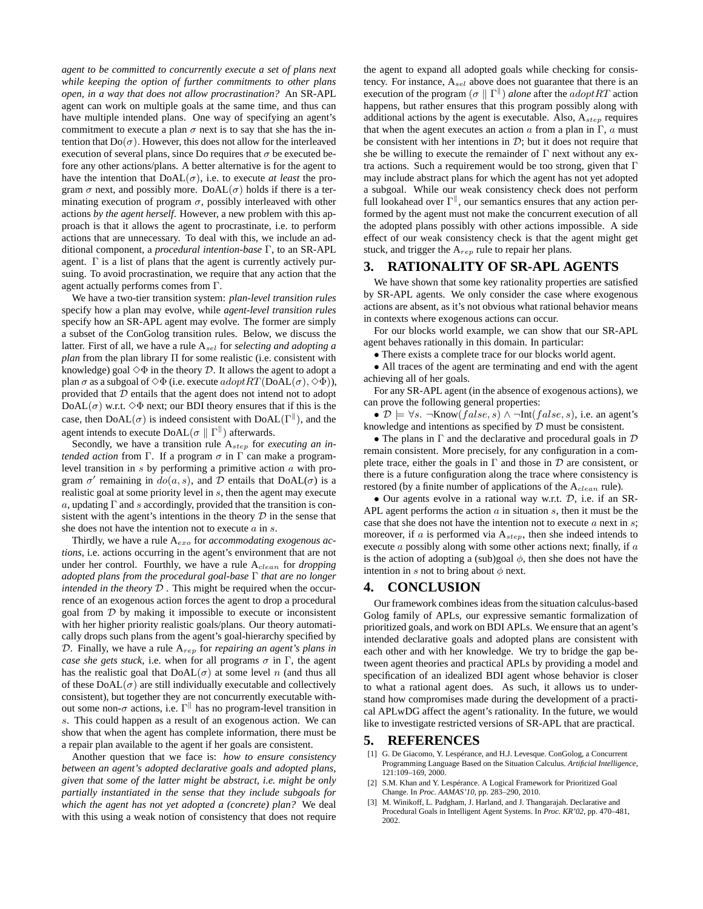*agent to be committed to concurrently execute a set of plans next while keeping the option of further commitments to other plans open, in a way that does not allow procrastination?* An SR-APL agent can work on multiple goals at the same time, and thus can have multiple intended plans. One way of specifying an agent's commitment to execute a plan $\sigma$ next is to say that she has the intention that Do($\sigma$). However, this does not allow for the interleaved execution of several plans, since Do requires that $\sigma$ be executed before any other actions/plans. A better alternative is for the agent to have the intention that DoAL($\sigma$), i.e. to execute *at least* the program $\sigma$ next, and possibly more. DoAL($\sigma$) holds if there is a terminating execution of program $\sigma$, possibly interleaved with other actions *by the agent herself*. However, a new problem with this approach is that it allows the agent to procrastinate, i.e. to perform actions that are unnecessary. To deal with this, we include an additional component, a *procedural intention-base* $\Gamma$, to an SR-APL agent. $\Gamma$ is a list of plans that the agent is currently actively pursuing. To avoid procrastination, we require that any action that the agent actually performs comes from $\Gamma$.

We have a two-tier transition system: *plan-level transition rules* specify how a plan may evolve, while *agent-level transition rules* specify how an SR-APL agent may evolve. The former are simply a subset of the ConGolog transition rules. Below, we discuss the latter. First of all, we have a rule $A_{sel}$ for *selecting and adopting a plan* from the plan library $\Pi$ for some realistic (i.e. consistent with knowledge) goal $\diamond\Phi$ in the theory $\mathcal{D}$. It allows the agent to adopt a plan $\sigma$ as a subgoal of $\diamond\Phi$ (i.e. execute $adoptRT(\text{DoAL}(\sigma), \diamond\Phi)$), provided that $\mathcal{D}$ entails that the agent does not intend not to adopt DoAL($\sigma$) w.r.t. $\diamond\Phi$ next; our BDI theory ensures that if this is the case, then DoAL($\sigma$) is indeed consistent with DoAL($\Gamma^{\|}$), and the agent intends to execute DoAL($\sigma \parallel \Gamma^{\|}$) afterwards.

Secondly, we have a transition rule $A_{step}$ for *executing an intended action* from $\Gamma$. If a program $\sigma$ in $\Gamma$ can make a program-level transition in $s$ by performing a primitive action $a$ with program $\sigma'$ remaining in $do(a, s)$, and $\mathcal{D}$ entails that DoAL($\sigma$) is a realistic goal at some priority level in $s$, then the agent may execute $a$, updating $\Gamma$ and $s$ accordingly, provided that the transition is consistent with the agent's intentions in the theory $\mathcal{D}$ in the sense that she does not have the intention not to execute $a$ in $s$.

Thirdly, we have a rule $A_{exo}$ for *accommodating exogenous actions*, i.e. actions occurring in the agent's environment that are not under her control. Fourthly, we have a rule $A_{clean}$ for *dropping adopted plans from the procedural goal-base $\Gamma$ that are no longer intended in the theory $\mathcal{D}$*. This might be required when the occurrence of an exogenous action forces the agent to drop a procedural goal from $\mathcal{D}$ by making it impossible to execute or inconsistent with her higher priority realistic goals/plans. Our theory automatically drops such plans from the agent's goal-hierarchy specified by $\mathcal{D}$. Finally, we have a rule $A_{rep}$ for *repairing an agent's plans in case she gets stuck*, i.e. when for all programs $\sigma$ in $\Gamma$, the agent has the realistic goal that DoAL($\sigma$) at some level $n$ (and thus all of these DoAL($\sigma$) are still individually executable and collectively consistent), but together they are not concurrently executable without some non-$\sigma$ actions, i.e. $\Gamma^{\|}$ has no program-level transition in $s$. This could happen as a result of an exogenous action. We can show that when the agent has complete information, there must be a repair plan available to the agent if her goals are consistent.

Another question that we face is: *how to ensure consistency between an agent's adopted declarative goals and adopted plans, given that some of the latter might be abstract, i.e. might be only partially instantiated in the sense that they include subgoals for which the agent has not yet adopted a (concrete) plan?* We deal with this using a weak notion of consistency that does not require the agent to expand all adopted goals while checking for consistency. For instance, $A_{sel}$ above does not guarantee that there is an execution of the program $(\sigma \parallel \Gamma^{\|})$ *alone* after the $adoptRT$ action happens, but rather ensures that this program possibly along with additional actions by the agent is executable. Also, $A_{step}$ requires that when the agent executes an action $a$ from a plan in $\Gamma$, $a$ must be consistent with her intentions in $\mathcal{D}$; but it does not require that she be willing to execute the remainder of $\Gamma$ next without any extra actions. Such a requirement would be too strong, given that $\Gamma$ may include abstract plans for which the agent has not yet adopted a subgoal. While our weak consistency check does not perform full lookahead over $\Gamma^{\|}$, our semantics ensures that any action performed by the agent must not make the concurrent execution of all the adopted plans possibly with other actions impossible. A side effect of our weak consistency check is that the agent might get stuck, and trigger the $A_{rep}$ rule to repair her plans.

## 3. RATIONALITY OF SR-APL AGENTS

We have shown that some key rationality properties are satisfied by SR-APL agents. We only consider the case where exogenous actions are absent, as it's not obvious what rational behavior means in contexts where exogenous actions can occur.

For our blocks world example, we can show that our SR-APL agent behaves rationally in this domain. In particular:

- There exists a complete trace for our blocks world agent.
- All traces of the agent are terminating and end with the agent achieving all of her goals.

For any SR-APL agent (in the absence of exogenous actions), we can prove the following general properties:

- $\mathcal{D} \models \forall s.\ \neg\text{Know}(false, s) \wedge \neg\text{Int}(false, s)$, i.e. an agent's knowledge and intentions as specified by $\mathcal{D}$ must be consistent.
- The plans in $\Gamma$ and the declarative and procedural goals in $\mathcal{D}$ remain consistent. More precisely, for any configuration in a complete trace, either the goals in $\Gamma$ and those in $\mathcal{D}$ are consistent, or there is a future configuration along the trace where consistency is restored (by a finite number of applications of the $A_{clean}$ rule).
- Our agents evolve in a rational way w.r.t. $\mathcal{D}$, i.e. if an SR-APL agent performs the action $a$ in situation $s$, then it must be the case that she does not have the intention not to execute $a$ next in $s$; moreover, if $a$ is performed via $A_{step}$, then she indeed intends to execute $a$ possibly along with some other actions next; finally, if $a$ is the action of adopting a (sub)goal $\phi$, then she does not have the intention in $s$ not to bring about $\phi$ next.

## 4. CONCLUSION

Our framework combines ideas from the situation calculus-based Golog family of APLs, our expressive semantic formalization of prioritized goals, and work on BDI APLs. We ensure that an agent's intended declarative goals and adopted plans are consistent with each other and with her knowledge. We try to bridge the gap between agent theories and practical APLs by providing a model and specification of an idealized BDI agent whose behavior is closer to what a rational agent does. As such, it allows us to understand how compromises made during the development of a practical APLwDG affect the agent's rationality. In the future, we would like to investigate restricted versions of SR-APL that are practical.

## 5. REFERENCES

[1] G. De Giacomo, Y. Lespérance, and H.J. Levesque. ConGolog, a Concurrent Programming Language Based on the Situation Calculus. *Artificial Intelligence*, 121:109–169, 2000.

[2] S.M. Khan and Y. Lespérance. A Logical Framework for Prioritized Goal Change. In *Proc. AAMAS'10*, pp. 283–290, 2010.

[3] M. Winikoff, L. Padgham, J. Harland, and J. Thangarajah. Declarative and Procedural Goals in Intelligent Agent Systems. In *Proc. KR'02*, pp. 470–481, 2002.